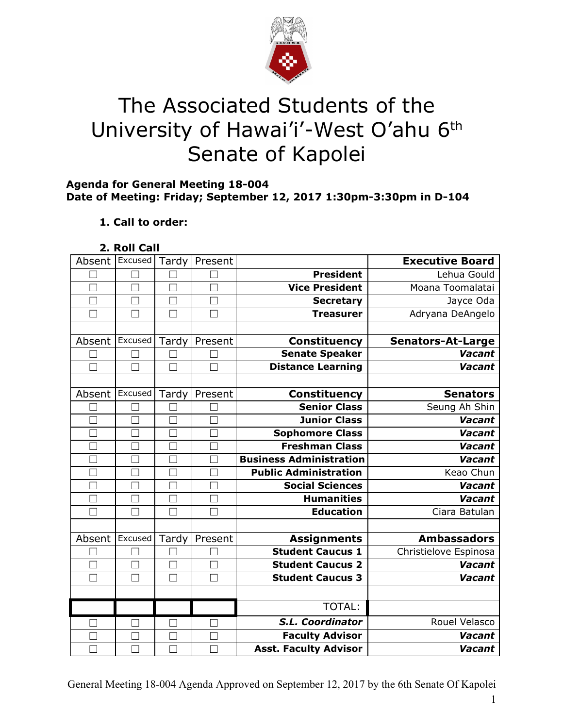# The Associated Students of the University of Hawai'i-West O'ahu 6th Senate of Kapolei

**Agenda for General Meeting 18-004**
**Date of Meeting: Friday; September 12, 2017 1:30pm-3:30pm in D-104**

1. **Call to order:**

2. **Roll Call**

| Absent | Excused | Tardy | Present | | Executive Board |
|---|---|---|---|---|---|
| ☐ | ☐ | ☐ | ☐ | **President** | Lehua Gould |
| ☐ | ☐ | ☐ | ☐ | **Vice President** | Moana Toomalatai |
| ☐ | ☐ | ☐ | ☐ | **Secretary** | Jayce Oda |
| ☐ | ☐ | ☐ | ☐ | **Treasurer** | Adryana DeAngelo |
| | | | | | |
| Absent | Excused | Tardy | Present | **Constituency** | **Senators-At-Large** |
| ☐ | ☐ | ☐ | ☐ | **Senate Speaker** | ***Vacant*** |
| ☐ | ☐ | ☐ | ☐ | **Distance Learning** | ***Vacant*** |
| | | | | | |
| Absent | Excused | Tardy | Present | **Constituency** | **Senators** |
| ☐ | ☐ | ☐ | ☐ | **Senior Class** | Seung Ah Shin |
| ☐ | ☐ | ☐ | ☐ | **Junior Class** | ***Vacant*** |
| ☐ | ☐ | ☐ | ☐ | **Sophomore Class** | ***Vacant*** |
| ☐ | ☐ | ☐ | ☐ | **Freshman Class** | ***Vacant*** |
| ☐ | ☐ | ☐ | ☐ | **Business Administration** | ***Vacant*** |
| ☐ | ☐ | ☐ | ☐ | **Public Administration** | Keao Chun |
| ☐ | ☐ | ☐ | ☐ | **Social Sciences** | ***Vacant*** |
| ☐ | ☐ | ☐ | ☐ | **Humanities** | ***Vacant*** |
| ☐ | ☐ | ☐ | ☐ | **Education** | Ciara Batulan |
| | | | | | |
| Absent | Excused | Tardy | Present | **Assignments** | **Ambassadors** |
| ☐ | ☐ | ☐ | ☐ | **Student Caucus 1** | Christielove Espinosa |
| ☐ | ☐ | ☐ | ☐ | **Student Caucus 2** | ***Vacant*** |
| ☐ | ☐ | ☐ | ☐ | **Student Caucus 3** | ***Vacant*** |
| | | | | | |
| | | | | TOTAL: | |
| ☐ | ☐ | ☐ | ☐ | ***S.L. Coordinator*** | Rouel Velasco |
| ☐ | ☐ | ☐ | ☐ | **Faculty Advisor** | ***Vacant*** |
| ☐ | ☐ | ☐ | ☐ | **Asst. Faculty Advisor** | ***Vacant*** |

General Meeting 18-004 Agenda Approved on September 12, 2017 by the 6th Senate Of Kapolei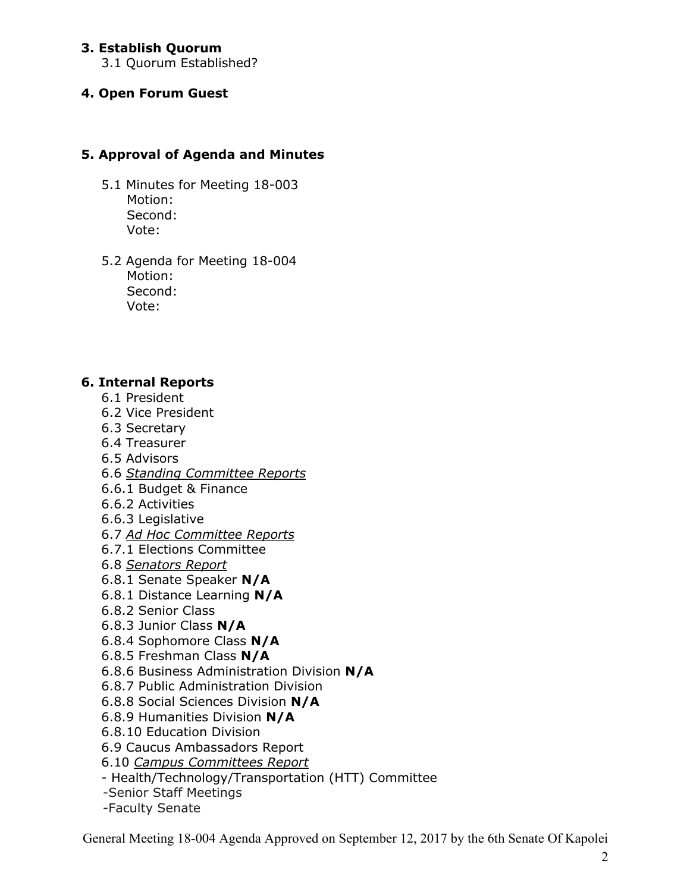**3. Establish Quorum**

3.1 Quorum Established?

**4. Open Forum Guest**

**5. Approval of Agenda and Minutes**

5.1 Minutes for Meeting 18-003
Motion:
Second:
Vote:

5.2 Agenda for Meeting 18-004
Motion:
Second:
Vote:

**6. Internal Reports**

6.1 President
6.2 Vice President
6.3 Secretary
6.4 Treasurer
6.5 Advisors
6.6 *Standing Committee Reports*
6.6.1 Budget & Finance
6.6.2 Activities
6.6.3 Legislative
6.7 *Ad Hoc Committee Reports*
6.7.1 Elections Committee
6.8 *Senators Report*
6.8.1 Senate Speaker **N/A**
6.8.1 Distance Learning **N/A**
6.8.2 Senior Class
6.8.3 Junior Class **N/A**
6.8.4 Sophomore Class **N/A**
6.8.5 Freshman Class **N/A**
6.8.6 Business Administration Division **N/A**
6.8.7 Public Administration Division
6.8.8 Social Sciences Division **N/A**
6.8.9 Humanities Division **N/A**
6.8.10 Education Division
6.9 Caucus Ambassadors Report
6.10 *Campus Committees Report*
- Health/Technology/Transportation (HTT) Committee
-Senior Staff Meetings
-Faculty Senate

General Meeting 18-004 Agenda Approved on September 12, 2017 by the 6th Senate Of Kapolei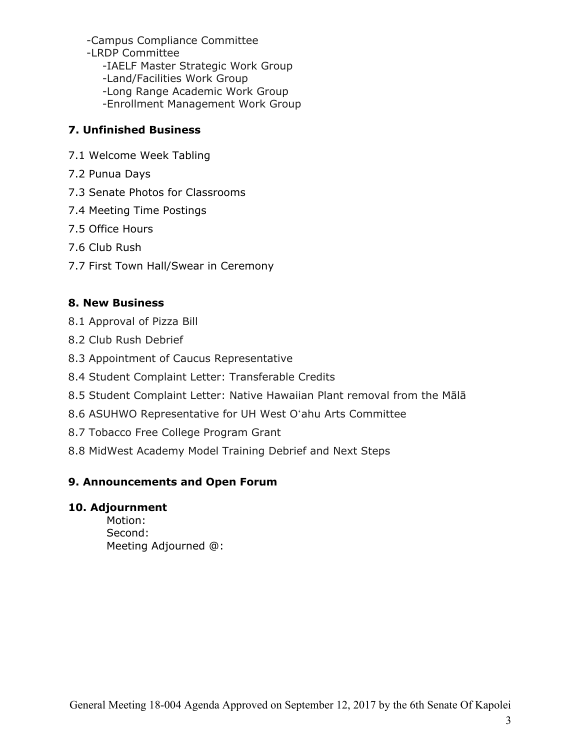-Campus Compliance Committee
-LRDP Committee
  -IAELF Master Strategic Work Group
  -Land/Facilities Work Group
  -Long Range Academic Work Group
  -Enrollment Management Work Group

**7. Unfinished Business**

7.1 Welcome Week Tabling

7.2 Punua Days

7.3 Senate Photos for Classrooms

7.4 Meeting Time Postings

7.5 Office Hours

7.6 Club Rush

7.7 First Town Hall/Swear in Ceremony

**8. New Business**

8.1 Approval of Pizza Bill

8.2 Club Rush Debrief

8.3 Appointment of Caucus Representative

8.4 Student Complaint Letter: Transferable Credits

8.5 Student Complaint Letter: Native Hawaiian Plant removal from the Mālā

8.6 ASUHWO Representative for UH West Oʻahu Arts Committee

8.7 Tobacco Free College Program Grant

8.8 MidWest Academy Model Training Debrief and Next Steps

**9. Announcements and Open Forum**

**10. Adjournment**

Motion:
Second:
Meeting Adjourned @:

General Meeting 18-004 Agenda Approved on September 12, 2017 by the 6th Senate Of Kapolei